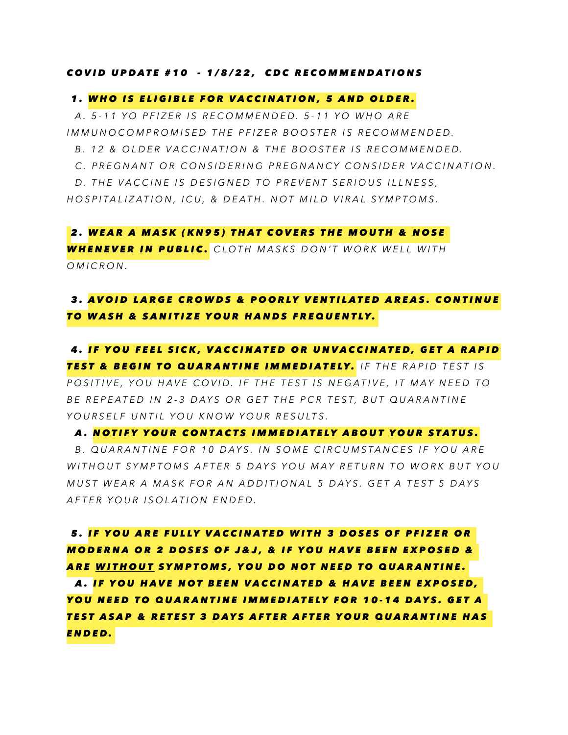***COVID UPDATE #10 - 1/8/22, CDC RECOMMENDATIONS***

1. ***WHO IS ELIGIBLE FOR VACCINATION, 5 AND OLDER.***

   *A. 5-11 YO PFIZER IS RECOMMENDED. 5-11 YO WHO ARE IMMUNOCOMPROMISED THE PFIZER BOOSTER IS RECOMMENDED.*

   *B. 12 & OLDER VACCINATION & THE BOOSTER IS RECOMMENDED.*

   *C. PREGNANT OR CONSIDERING PREGNANCY CONSIDER VACCINATION.*

   *D. THE VACCINE IS DESIGNED TO PREVENT SERIOUS ILLNESS, HOSPITALIZATION, ICU, & DEATH. NOT MILD VIRAL SYMPTOMS.*

2. ***WEAR A MASK (KN95) THAT COVERS THE MOUTH & NOSE WHENEVER IN PUBLIC.*** *CLOTH MASKS DON'T WORK WELL WITH OMICRON.*

3. ***AVOID LARGE CROWDS & POORLY VENTILATED AREAS. CONTINUE TO WASH & SANITIZE YOUR HANDS FREQUENTLY.***

4. ***IF YOU FEEL SICK, VACCINATED OR UNVACCINATED, GET A RAPID TEST & BEGIN TO QUARANTINE IMMEDIATELY.*** *IF THE RAPID TEST IS POSITIVE, YOU HAVE COVID. IF THE TEST IS NEGATIVE, IT MAY NEED TO BE REPEATED IN 2-3 DAYS OR GET THE PCR TEST, BUT QUARANTINE YOURSELF UNTIL YOU KNOW YOUR RESULTS.*

   ***A. NOTIFY YOUR CONTACTS IMMEDIATELY ABOUT YOUR STATUS.***

   *B. QUARANTINE FOR 10 DAYS. IN SOME CIRCUMSTANCES IF YOU ARE WITHOUT SYMPTOMS AFTER 5 DAYS YOU MAY RETURN TO WORK BUT YOU MUST WEAR A MASK FOR AN ADDITIONAL 5 DAYS. GET A TEST 5 DAYS AFTER YOUR ISOLATION ENDED.*

5. ***IF YOU ARE FULLY VACCINATED WITH 3 DOSES OF PFIZER OR MODERNA OR 2 DOSES OF J&J, & IF YOU HAVE BEEN EXPOSED & ARE <u>WITHOUT</u> SYMPTOMS, YOU DO NOT NEED TO QUARANTINE.***

   ***A. IF YOU HAVE NOT BEEN VACCINATED & HAVE BEEN EXPOSED, YOU NEED TO QUARANTINE IMMEDIATELY FOR 10-14 DAYS. GET A TEST ASAP & RETEST 3 DAYS AFTER AFTER YOUR QUARANTINE HAS ENDED.***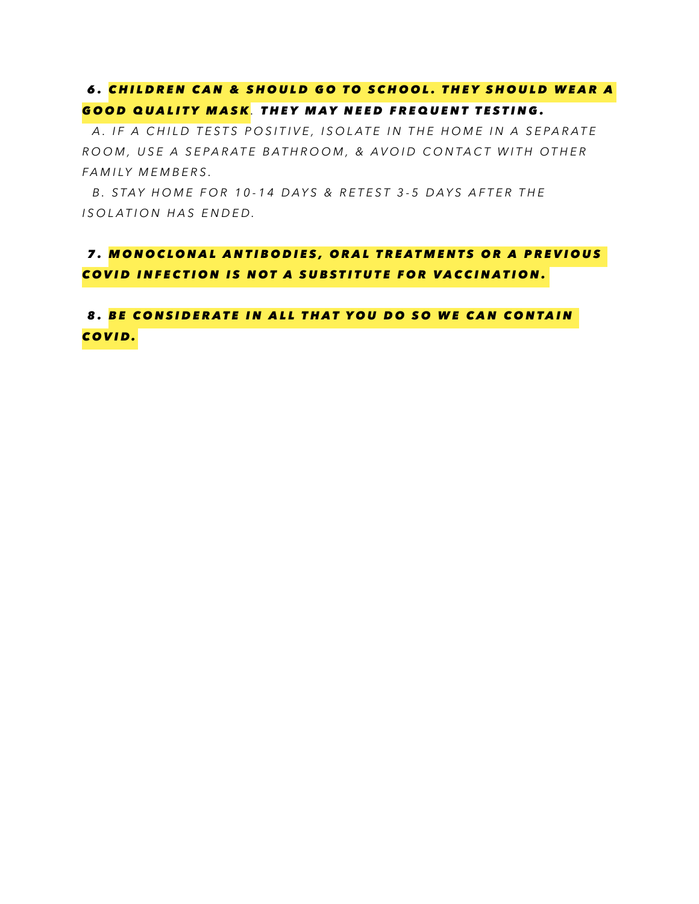**_6. CHILDREN CAN & SHOULD GO TO SCHOOL. THEY SHOULD WEAR A GOOD QUALITY MASK. THEY MAY NEED FREQUENT TESTING._**

*A. IF A CHILD TESTS POSITIVE, ISOLATE IN THE HOME IN A SEPARATE ROOM, USE A SEPARATE BATHROOM, & AVOID CONTACT WITH OTHER FAMILY MEMBERS.*

*B. STAY HOME FOR 10-14 DAYS & RETEST 3-5 DAYS AFTER THE ISOLATION HAS ENDED.*

**_7. MONOCLONAL ANTIBODIES, ORAL TREATMENTS OR A PREVIOUS COVID INFECTION IS NOT A SUBSTITUTE FOR VACCINATION._**

**_8. BE CONSIDERATE IN ALL THAT YOU DO SO WE CAN CONTAIN COVID._**